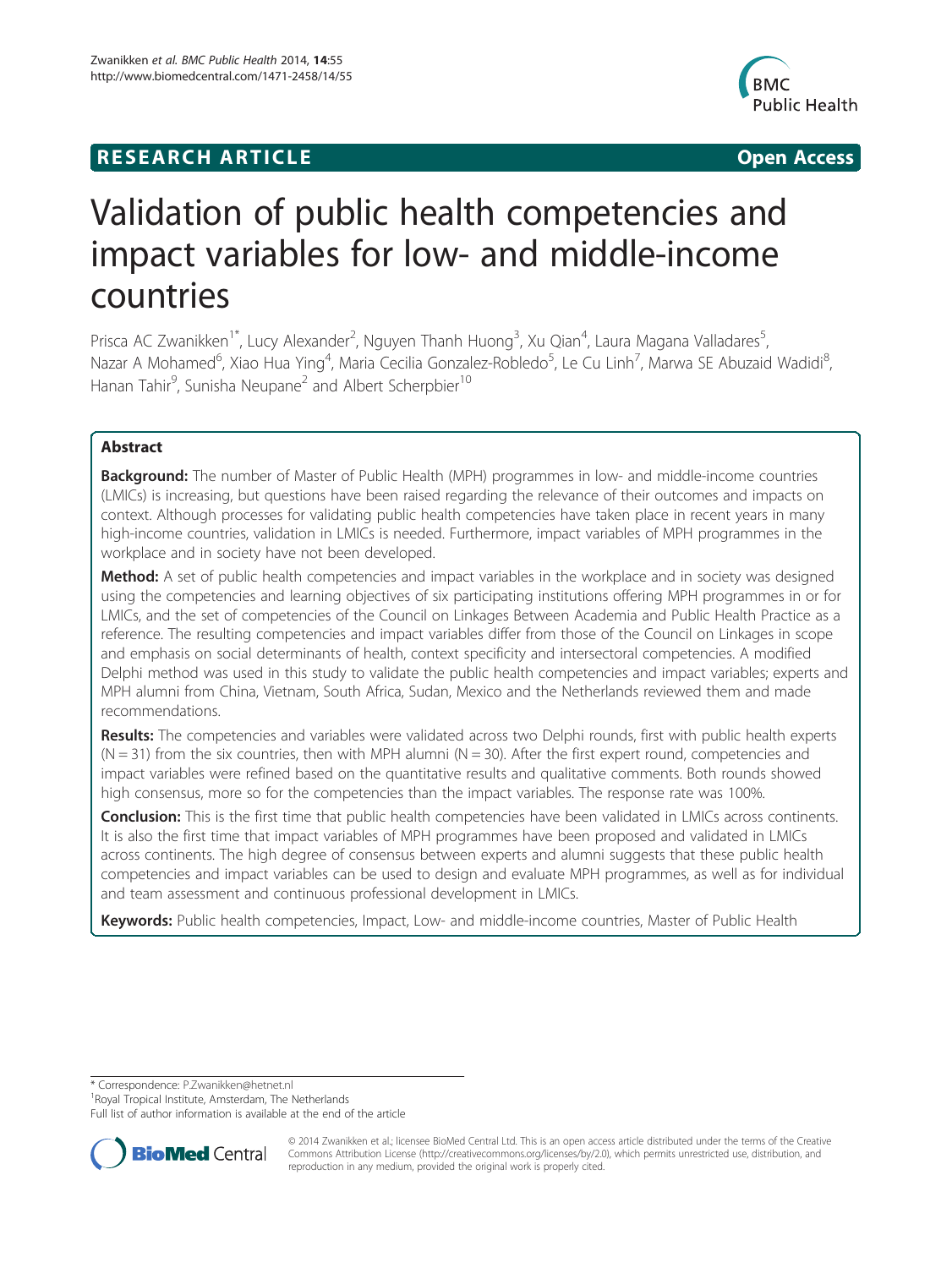RESEARCH ARTICLE Open Access

# Validation of public health competencies and impact variables for low- and middle-income countries

Prisca AC Zwanikken[1*], Lucy Alexander[2], Nguyen Thanh Huong[3], Xu Qian[4], Laura Magana Valladares[5], Nazar A Mohamed[6], Xiao Hua Ying[4], Maria Cecilia Gonzalez-Robledo[5], Le Cu Linh[7], Marwa SE Abuzaid Wadidi[8], Hanan Tahir[9], Sunisha Neupane[2] and Albert Scherpbier[10]

## Abstract

**Background:** The number of Master of Public Health (MPH) programmes in low- and middle-income countries (LMICs) is increasing, but questions have been raised regarding the relevance of their outcomes and impacts on context. Although processes for validating public health competencies have taken place in recent years in many high-income countries, validation in LMICs is needed. Furthermore, impact variables of MPH programmes in the workplace and in society have not been developed.

**Method:** A set of public health competencies and impact variables in the workplace and in society was designed using the competencies and learning objectives of six participating institutions offering MPH programmes in or for LMICs, and the set of competencies of the Council on Linkages Between Academia and Public Health Practice as a reference. The resulting competencies and impact variables differ from those of the Council on Linkages in scope and emphasis on social determinants of health, context specificity and intersectoral competencies. A modified Delphi method was used in this study to validate the public health competencies and impact variables; experts and MPH alumni from China, Vietnam, South Africa, Sudan, Mexico and the Netherlands reviewed them and made recommendations.

**Results:** The competencies and variables were validated across two Delphi rounds, first with public health experts (N = 31) from the six countries, then with MPH alumni (N = 30). After the first expert round, competencies and impact variables were refined based on the quantitative results and qualitative comments. Both rounds showed high consensus, more so for the competencies than the impact variables. The response rate was 100%.

**Conclusion:** This is the first time that public health competencies have been validated in LMICs across continents. It is also the first time that impact variables of MPH programmes have been proposed and validated in LMICs across continents. The high degree of consensus between experts and alumni suggests that these public health competencies and impact variables can be used to design and evaluate MPH programmes, as well as for individual and team assessment and continuous professional development in LMICs.

**Keywords:** Public health competencies, Impact, Low- and middle-income countries, Master of Public Health

\* Correspondence: P.Zwanikken@hetnet.nl
[1]Royal Tropical Institute, Amsterdam, The Netherlands
Full list of author information is available at the end of the article

© 2014 Zwanikken et al.; licensee BioMed Central Ltd. This is an open access article distributed under the terms of the Creative Commons Attribution License (http://creativecommons.org/licenses/by/2.0), which permits unrestricted use, distribution, and reproduction in any medium, provided the original work is properly cited.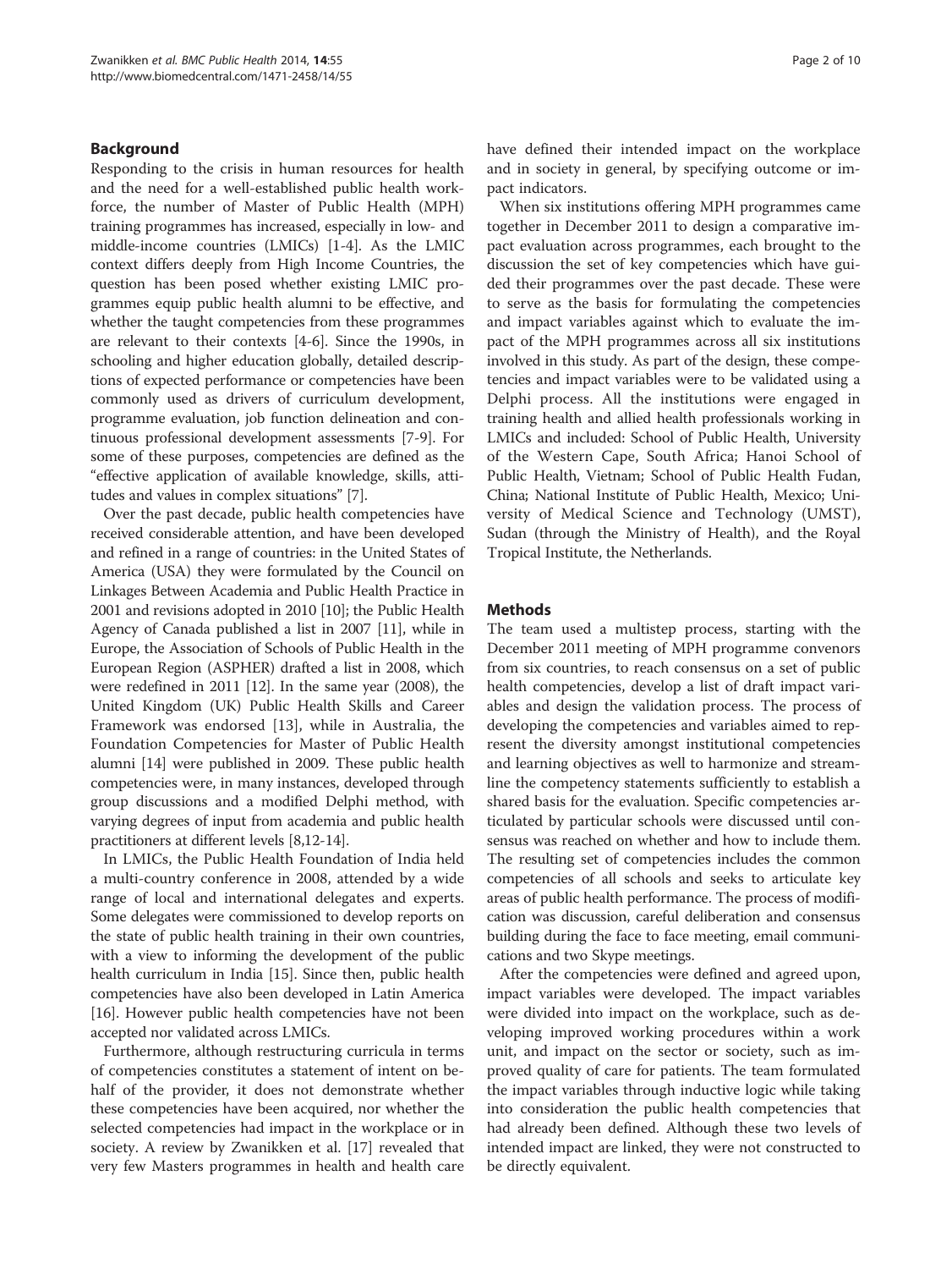## Background

Responding to the crisis in human resources for health and the need for a well-established public health workforce, the number of Master of Public Health (MPH) training programmes has increased, especially in low- and middle-income countries (LMICs) [1-4]. As the LMIC context differs deeply from High Income Countries, the question has been posed whether existing LMIC programmes equip public health alumni to be effective, and whether the taught competencies from these programmes are relevant to their contexts [4-6]. Since the 1990s, in schooling and higher education globally, detailed descriptions of expected performance or competencies have been commonly used as drivers of curriculum development, programme evaluation, job function delineation and continuous professional development assessments [7-9]. For some of these purposes, competencies are defined as the "effective application of available knowledge, skills, attitudes and values in complex situations" [7].

Over the past decade, public health competencies have received considerable attention, and have been developed and refined in a range of countries: in the United States of America (USA) they were formulated by the Council on Linkages Between Academia and Public Health Practice in 2001 and revisions adopted in 2010 [10]; the Public Health Agency of Canada published a list in 2007 [11], while in Europe, the Association of Schools of Public Health in the European Region (ASPHER) drafted a list in 2008, which were redefined in 2011 [12]. In the same year (2008), the United Kingdom (UK) Public Health Skills and Career Framework was endorsed [13], while in Australia, the Foundation Competencies for Master of Public Health alumni [14] were published in 2009. These public health competencies were, in many instances, developed through group discussions and a modified Delphi method, with varying degrees of input from academia and public health practitioners at different levels [8,12-14].

In LMICs, the Public Health Foundation of India held a multi-country conference in 2008, attended by a wide range of local and international delegates and experts. Some delegates were commissioned to develop reports on the state of public health training in their own countries, with a view to informing the development of the public health curriculum in India [15]. Since then, public health competencies have also been developed in Latin America [16]. However public health competencies have not been accepted nor validated across LMICs.

Furthermore, although restructuring curricula in terms of competencies constitutes a statement of intent on behalf of the provider, it does not demonstrate whether these competencies have been acquired, nor whether the selected competencies had impact in the workplace or in society. A review by Zwanikken et al. [17] revealed that very few Masters programmes in health and health care have defined their intended impact on the workplace and in society in general, by specifying outcome or impact indicators.

When six institutions offering MPH programmes came together in December 2011 to design a comparative impact evaluation across programmes, each brought to the discussion the set of key competencies which have guided their programmes over the past decade. These were to serve as the basis for formulating the competencies and impact variables against which to evaluate the impact of the MPH programmes across all six institutions involved in this study. As part of the design, these competencies and impact variables were to be validated using a Delphi process. All the institutions were engaged in training health and allied health professionals working in LMICs and included: School of Public Health, University of the Western Cape, South Africa; Hanoi School of Public Health, Vietnam; School of Public Health Fudan, China; National Institute of Public Health, Mexico; University of Medical Science and Technology (UMST), Sudan (through the Ministry of Health), and the Royal Tropical Institute, the Netherlands.

## Methods

The team used a multistep process, starting with the December 2011 meeting of MPH programme convenors from six countries, to reach consensus on a set of public health competencies, develop a list of draft impact variables and design the validation process. The process of developing the competencies and variables aimed to represent the diversity amongst institutional competencies and learning objectives as well to harmonize and streamline the competency statements sufficiently to establish a shared basis for the evaluation. Specific competencies articulated by particular schools were discussed until consensus was reached on whether and how to include them. The resulting set of competencies includes the common competencies of all schools and seeks to articulate key areas of public health performance. The process of modification was discussion, careful deliberation and consensus building during the face to face meeting, email communications and two Skype meetings.

After the competencies were defined and agreed upon, impact variables were developed. The impact variables were divided into impact on the workplace, such as developing improved working procedures within a work unit, and impact on the sector or society, such as improved quality of care for patients. The team formulated the impact variables through inductive logic while taking into consideration the public health competencies that had already been defined. Although these two levels of intended impact are linked, they were not constructed to be directly equivalent.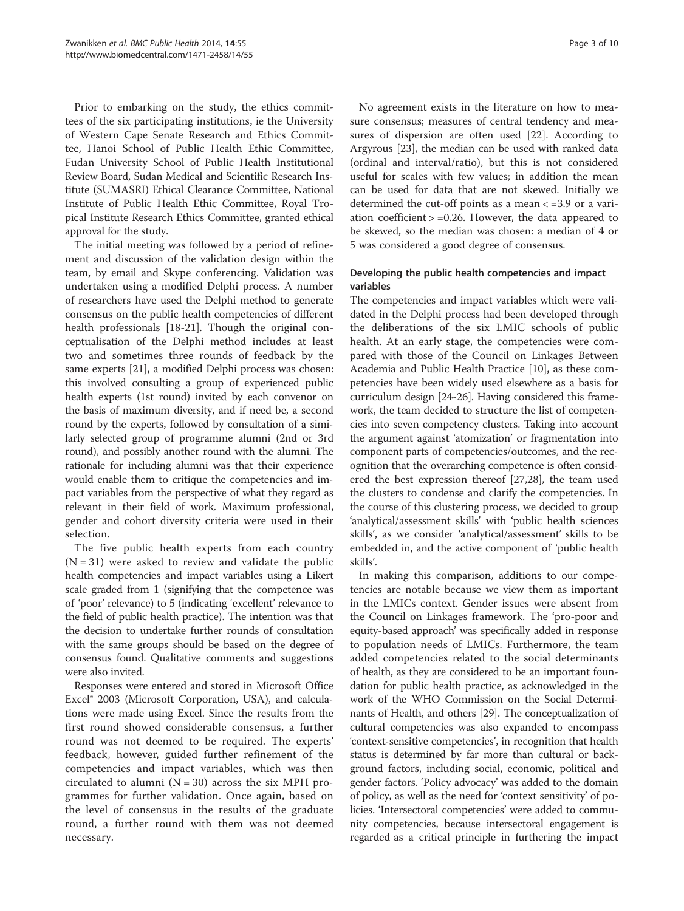Prior to embarking on the study, the ethics committees of the six participating institutions, ie the University of Western Cape Senate Research and Ethics Committee, Hanoi School of Public Health Ethic Committee, Fudan University School of Public Health Institutional Review Board, Sudan Medical and Scientific Research Institute (SUMASRI) Ethical Clearance Committee, National Institute of Public Health Ethic Committee, Royal Tropical Institute Research Ethics Committee, granted ethical approval for the study.

The initial meeting was followed by a period of refinement and discussion of the validation design within the team, by email and Skype conferencing. Validation was undertaken using a modified Delphi process. A number of researchers have used the Delphi method to generate consensus on the public health competencies of different health professionals [18-21]. Though the original conceptualisation of the Delphi method includes at least two and sometimes three rounds of feedback by the same experts [21], a modified Delphi process was chosen: this involved consulting a group of experienced public health experts (1st round) invited by each convenor on the basis of maximum diversity, and if need be, a second round by the experts, followed by consultation of a similarly selected group of programme alumni (2nd or 3rd round), and possibly another round with the alumni. The rationale for including alumni was that their experience would enable them to critique the competencies and impact variables from the perspective of what they regard as relevant in their field of work. Maximum professional, gender and cohort diversity criteria were used in their selection.

The five public health experts from each country ($N = 31$) were asked to review and validate the public health competencies and impact variables using a Likert scale graded from 1 (signifying that the competence was of 'poor' relevance) to 5 (indicating 'excellent' relevance to the field of public health practice). The intention was that the decision to undertake further rounds of consultation with the same groups should be based on the degree of consensus found. Qualitative comments and suggestions were also invited.

Responses were entered and stored in Microsoft Office Excel® 2003 (Microsoft Corporation, USA), and calculations were made using Excel. Since the results from the first round showed considerable consensus, a further round was not deemed to be required. The experts' feedback, however, guided further refinement of the competencies and impact variables, which was then circulated to alumni ($N = 30$) across the six MPH programmes for further validation. Once again, based on the level of consensus in the results of the graduate round, a further round with them was not deemed necessary.

No agreement exists in the literature on how to measure consensus; measures of central tendency and measures of dispersion are often used [22]. According to Argyrous [23], the median can be used with ranked data (ordinal and interval/ratio), but this is not considered useful for scales with few values; in addition the mean can be used for data that are not skewed. Initially we determined the cut-off points as a mean $< =3.9$ or a variation coefficient $> =0.26$. However, the data appeared to be skewed, so the median was chosen: a median of 4 or 5 was considered a good degree of consensus.

### Developing the public health competencies and impact variables

The competencies and impact variables which were validated in the Delphi process had been developed through the deliberations of the six LMIC schools of public health. At an early stage, the competencies were compared with those of the Council on Linkages Between Academia and Public Health Practice [10], as these competencies have been widely used elsewhere as a basis for curriculum design [24-26]. Having considered this framework, the team decided to structure the list of competencies into seven competency clusters. Taking into account the argument against 'atomization' or fragmentation into component parts of competencies/outcomes, and the recognition that the overarching competence is often considered the best expression thereof [27,28], the team used the clusters to condense and clarify the competencies. In the course of this clustering process, we decided to group 'analytical/assessment skills' with 'public health sciences skills', as we consider 'analytical/assessment' skills to be embedded in, and the active component of 'public health skills'.

In making this comparison, additions to our competencies are notable because we view them as important in the LMICs context. Gender issues were absent from the Council on Linkages framework. The 'pro-poor and equity-based approach' was specifically added in response to population needs of LMICs. Furthermore, the team added competencies related to the social determinants of health, as they are considered to be an important foundation for public health practice, as acknowledged in the work of the WHO Commission on the Social Determinants of Health, and others [29]. The conceptualization of cultural competencies was also expanded to encompass 'context-sensitive competencies', in recognition that health status is determined by far more than cultural or background factors, including social, economic, political and gender factors. 'Policy advocacy' was added to the domain of policy, as well as the need for 'context sensitivity' of policies. 'Intersectoral competencies' were added to community competencies, because intersectoral engagement is regarded as a critical principle in furthering the impact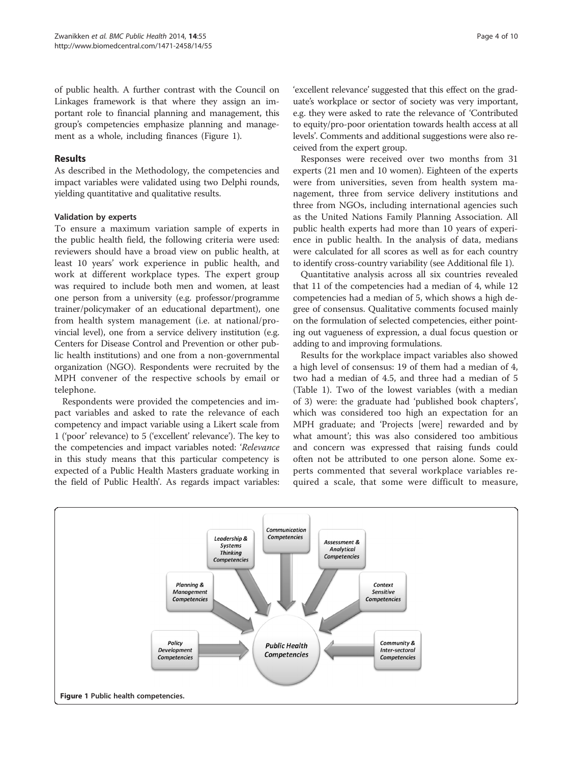of public health. A further contrast with the Council on Linkages framework is that where they assign an important role to financial planning and management, this group's competencies emphasize planning and management as a whole, including finances (Figure 1).

## Results

As described in the Methodology, the competencies and impact variables were validated using two Delphi rounds, yielding quantitative and qualitative results.

### Validation by experts

To ensure a maximum variation sample of experts in the public health field, the following criteria were used: reviewers should have a broad view on public health, at least 10 years' work experience in public health, and work at different workplace types. The expert group was required to include both men and women, at least one person from a university (e.g. professor/programme trainer/policymaker of an educational department), one from health system management (i.e. at national/provincial level), one from a service delivery institution (e.g. Centers for Disease Control and Prevention or other public health institutions) and one from a non-governmental organization (NGO). Respondents were recruited by the MPH convener of the respective schools by email or telephone.

Respondents were provided the competencies and impact variables and asked to rate the relevance of each competency and impact variable using a Likert scale from 1 ('poor' relevance) to 5 ('excellent' relevance). The key to the competencies and impact variables noted: '*Relevance* in this study means that this particular competency is expected of a Public Health Masters graduate working in the field of Public Health'. As regards impact variables: 'excellent relevance' suggested that this effect on the graduate's workplace or sector of society was very important, e.g. they were asked to rate the relevance of 'Contributed to equity/pro-poor orientation towards health access at all levels'. Comments and additional suggestions were also received from the expert group.

Responses were received over two months from 31 experts (21 men and 10 women). Eighteen of the experts were from universities, seven from health system management, three from service delivery institutions and three from NGOs, including international agencies such as the United Nations Family Planning Association. All public health experts had more than 10 years of experience in public health. In the analysis of data, medians were calculated for all scores as well as for each country to identify cross-country variability (see Additional file 1).

Quantitative analysis across all six countries revealed that 11 of the competencies had a median of 4, while 12 competencies had a median of 5, which shows a high degree of consensus. Qualitative comments focused mainly on the formulation of selected competencies, either pointing out vagueness of expression, a dual focus question or adding to and improving formulations.

Results for the workplace impact variables also showed a high level of consensus: 19 of them had a median of 4, two had a median of 4.5, and three had a median of 5 (Table 1). Two of the lowest variables (with a median of 3) were: the graduate had 'published book chapters', which was considered too high an expectation for an MPH graduate; and 'Projects [were] rewarded and by what amount'; this was also considered too ambitious and concern was expressed that raising funds could often not be attributed to one person alone. Some experts commented that several workplace variables required a scale, that some were difficult to measure,

**Figure 1** Public health competencies.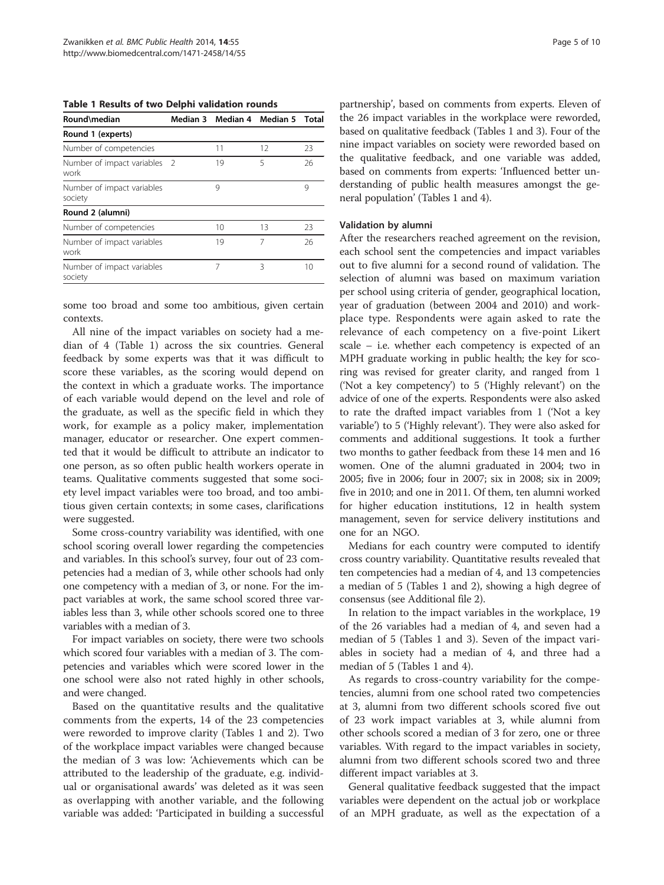**Table 1 Results of two Delphi validation rounds**

| Round\median | Median 3 | Median 4 | Median 5 | Total |
|---|---|---|---|---|
| **Round 1 (experts)** | | | | |
| Number of competencies | | 11 | 12 | 23 |
| Number of impact variables work | 2 | 19 | 5 | 26 |
| Number of impact variables society | | 9 | | 9 |
| **Round 2 (alumni)** | | | | |
| Number of competencies | | 10 | 13 | 23 |
| Number of impact variables work | | 19 | 7 | 26 |
| Number of impact variables society | | 7 | 3 | 10 |

some too broad and some too ambitious, given certain contexts.

All nine of the impact variables on society had a median of 4 (Table 1) across the six countries. General feedback by some experts was that it was difficult to score these variables, as the scoring would depend on the context in which a graduate works. The importance of each variable would depend on the level and role of the graduate, as well as the specific field in which they work, for example as a policy maker, implementation manager, educator or researcher. One expert commented that it would be difficult to attribute an indicator to one person, as so often public health workers operate in teams. Qualitative comments suggested that some society level impact variables were too broad, and too ambitious given certain contexts; in some cases, clarifications were suggested.

Some cross-country variability was identified, with one school scoring overall lower regarding the competencies and variables. In this school's survey, four out of 23 competencies had a median of 3, while other schools had only one competency with a median of 3, or none. For the impact variables at work, the same school scored three variables less than 3, while other schools scored one to three variables with a median of 3.

For impact variables on society, there were two schools which scored four variables with a median of 3. The competencies and variables which were scored lower in the one school were also not rated highly in other schools, and were changed.

Based on the quantitative results and the qualitative comments from the experts, 14 of the 23 competencies were reworded to improve clarity (Tables 1 and 2). Two of the workplace impact variables were changed because the median of 3 was low: 'Achievements which can be attributed to the leadership of the graduate, e.g. individual or organisational awards' was deleted as it was seen as overlapping with another variable, and the following variable was added: 'Participated in building a successful partnership', based on comments from experts. Eleven of the 26 impact variables in the workplace were reworded, based on qualitative feedback (Tables 1 and 3). Four of the nine impact variables on society were reworded based on the qualitative feedback, and one variable was added, based on comments from experts: 'Influenced better understanding of public health measures amongst the general population' (Tables 1 and 4).

#### Validation by alumni

After the researchers reached agreement on the revision, each school sent the competencies and impact variables out to five alumni for a second round of validation. The selection of alumni was based on maximum variation per school using criteria of gender, geographical location, year of graduation (between 2004 and 2010) and workplace type. Respondents were again asked to rate the relevance of each competency on a five-point Likert scale – i.e. whether each competency is expected of an MPH graduate working in public health; the key for scoring was revised for greater clarity, and ranged from 1 ('Not a key competency') to 5 ('Highly relevant') on the advice of one of the experts. Respondents were also asked to rate the drafted impact variables from 1 ('Not a key variable') to 5 ('Highly relevant'). They were also asked for comments and additional suggestions. It took a further two months to gather feedback from these 14 men and 16 women. One of the alumni graduated in 2004; two in 2005; five in 2006; four in 2007; six in 2008; six in 2009; five in 2010; and one in 2011. Of them, ten alumni worked for higher education institutions, 12 in health system management, seven for service delivery institutions and one for an NGO.

Medians for each country were computed to identify cross country variability. Quantitative results revealed that ten competencies had a median of 4, and 13 competencies a median of 5 (Tables 1 and 2), showing a high degree of consensus (see Additional file 2).

In relation to the impact variables in the workplace, 19 of the 26 variables had a median of 4, and seven had a median of 5 (Tables 1 and 3). Seven of the impact variables in society had a median of 4, and three had a median of 5 (Tables 1 and 4).

As regards to cross-country variability for the competencies, alumni from one school rated two competencies at 3, alumni from two different schools scored five out of 23 work impact variables at 3, while alumni from other schools scored a median of 3 for zero, one or three variables. With regard to the impact variables in society, alumni from two different schools scored two and three different impact variables at 3.

General qualitative feedback suggested that the impact variables were dependent on the actual job or workplace of an MPH graduate, as well as the expectation of a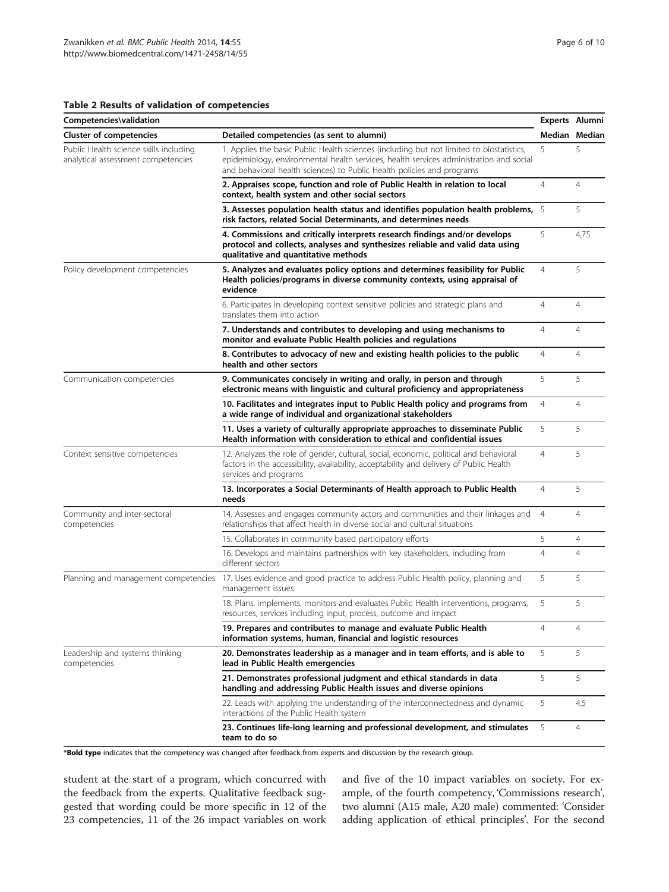**Table 2 Results of validation of competencies**

| Competencies\validation | | Experts | Alumni |
|---|---|---|---|
| **Cluster of competencies** | **Detailed competencies (as sent to alumni)** | **Median** | **Median** |
| Public Health science skills including analytical assessment competencies | 1. Applies the basic Public Health sciences (including but not limited to biostatistics, epidemiology, environmental health services, health services administration and social and behavioral health sciences) to Public Health policies and programs | 5 | 5 |
| | **2. Appraises scope, function and role of Public Health in relation to local context, health system and other social sectors** | 4 | 4 |
| | **3. Assesses population health status and identifies population health problems, risk factors, related Social Determinants, and determines needs** | 5 | 5 |
| | **4. Commissions and critically interprets research findings and/or develops protocol and collects, analyses and synthesizes reliable and valid data using qualitative and quantitative methods** | 5 | 4,75 |
| Policy development competencies | **5. Analyzes and evaluates policy options and determines feasibility for Public Health policies/programs in diverse community contexts, using appraisal of evidence** | 4 | 5 |
| | 6. Participates in developing context sensitive policies and strategic plans and translates them into action | 4 | 4 |
| | **7. Understands and contributes to developing and using mechanisms to monitor and evaluate Public Health policies and regulations** | 4 | 4 |
| | **8. Contributes to advocacy of new and existing health policies to the public health and other sectors** | 4 | 4 |
| Communication competencies | **9. Communicates concisely in writing and orally, in person and through electronic means with linguistic and cultural proficiency and appropriateness** | 5 | 5 |
| | **10. Facilitates and integrates input to Public Health policy and programs from a wide range of individual and organizational stakeholders** | 4 | 4 |
| | **11. Uses a variety of culturally appropriate approaches to disseminate Public Health information with consideration to ethical and confidential issues** | 5 | 5 |
| Context sensitive competencies | 12. Analyzes the role of gender, cultural, social, economic, political and behavioral factors in the accessibility, availability, acceptability and delivery of Public Health services and programs | 4 | 5 |
| | **13. Incorporates a Social Determinants of Health approach to Public Health needs** | 4 | 5 |
| Community and inter-sectoral competencies | 14. Assesses and engages community actors and communities and their linkages and relationships that affect health in diverse social and cultural situations | 4 | 4 |
| | 15. Collaborates in community-based participatory efforts | 5 | 4 |
| | 16. Develops and maintains partnerships with key stakeholders, including from different sectors | 4 | 4 |
| Planning and management competencies | 17. Uses evidence and good practice to address Public Health policy, planning and management issues | 5 | 5 |
| | 18. Plans, implements, monitors and evaluates Public Health interventions, programs, resources, services including input, process, outcome and impact | 5 | 5 |
| | **19. Prepares and contributes to manage and evaluate Public Health information systems, human, financial and logistic resources** | 4 | 4 |
| Leadership and systems thinking competencies | **20. Demonstrates leadership as a manager and in team efforts, and is able to lead in Public Health emergencies** | 5 | 5 |
| | **21. Demonstrates professional judgment and ethical standards in data handling and addressing Public Health issues and diverse opinions** | 5 | 5 |
| | 22. Leads with applying the understanding of the interconnectedness and dynamic interactions of the Public Health system | 5 | 4,5 |
| | **23. Continues life-long learning and professional development, and stimulates team to do so** | 5 | 4 |

***Bold type** indicates that the competency was changed after feedback from experts and discussion by the research group.

student at the start of a program, which concurred with the feedback from the experts. Qualitative feedback suggested that wording could be more specific in 12 of the 23 competencies, 11 of the 26 impact variables on work and five of the 10 impact variables on society. For example, of the fourth competency, 'Commissions research', two alumni (A15 male, A20 male) commented: 'Consider adding application of ethical principles'. For the second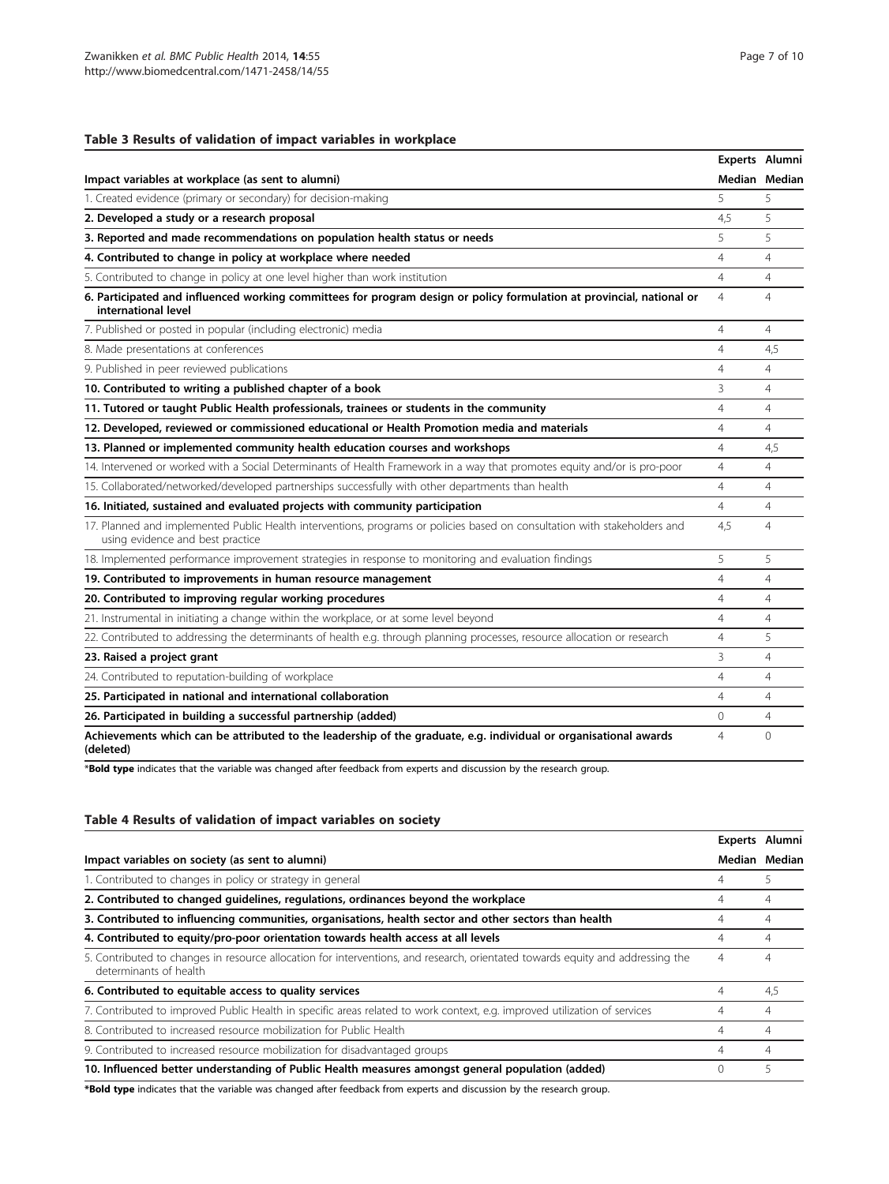**Table 3 Results of validation of impact variables in workplace**

| Impact variables at workplace (as sent to alumni) | Experts Median | Alumni Median |
|---|---|---|
| 1. Created evidence (primary or secondary) for decision-making | 5 | 5 |
| **2. Developed a study or a research proposal** | 4,5 | 5 |
| **3. Reported and made recommendations on population health status or needs** | 5 | 5 |
| **4. Contributed to change in policy at workplace where needed** | 4 | 4 |
| 5. Contributed to change in policy at one level higher than work institution | 4 | 4 |
| **6. Participated and influenced working committees for program design or policy formulation at provincial, national or international level** | 4 | 4 |
| 7. Published or posted in popular (including electronic) media | 4 | 4 |
| 8. Made presentations at conferences | 4 | 4,5 |
| 9. Published in peer reviewed publications | 4 | 4 |
| **10. Contributed to writing a published chapter of a book** | 3 | 4 |
| **11. Tutored or taught Public Health professionals, trainees or students in the community** | 4 | 4 |
| **12. Developed, reviewed or commissioned educational or Health Promotion media and materials** | 4 | 4 |
| **13. Planned or implemented community health education courses and workshops** | 4 | 4,5 |
| 14. Intervened or worked with a Social Determinants of Health Framework in a way that promotes equity and/or is pro-poor | 4 | 4 |
| 15. Collaborated/networked/developed partnerships successfully with other departments than health | 4 | 4 |
| **16. Initiated, sustained and evaluated projects with community participation** | 4 | 4 |
| 17. Planned and implemented Public Health interventions, programs or policies based on consultation with stakeholders and using evidence and best practice | 4,5 | 4 |
| 18. Implemented performance improvement strategies in response to monitoring and evaluation findings | 5 | 5 |
| **19. Contributed to improvements in human resource management** | 4 | 4 |
| **20. Contributed to improving regular working procedures** | 4 | 4 |
| 21. Instrumental in initiating a change within the workplace, or at some level beyond | 4 | 4 |
| 22. Contributed to addressing the determinants of health e.g. through planning processes, resource allocation or research | 4 | 5 |
| **23. Raised a project grant** | 3 | 4 |
| 24. Contributed to reputation-building of workplace | 4 | 4 |
| **25. Participated in national and international collaboration** | 4 | 4 |
| **26. Participated in building a successful partnership (added)** | 0 | 4 |
| **Achievements which can be attributed to the leadership of the graduate, e.g. individual or organisational awards (deleted)** | 4 | 0 |

\***Bold type** indicates that the variable was changed after feedback from experts and discussion by the research group.

**Table 4 Results of validation of impact variables on society**

| Impact variables on society (as sent to alumni) | Experts Median | Alumni Median |
|---|---|---|
| 1. Contributed to changes in policy or strategy in general | 4 | 5 |
| **2. Contributed to changed guidelines, regulations, ordinances beyond the workplace** | 4 | 4 |
| **3. Contributed to influencing communities, organisations, health sector and other sectors than health** | 4 | 4 |
| **4. Contributed to equity/pro-poor orientation towards health access at all levels** | 4 | 4 |
| 5. Contributed to changes in resource allocation for interventions, and research, orientated towards equity and addressing the determinants of health | 4 | 4 |
| **6. Contributed to equitable access to quality services** | 4 | 4,5 |
| 7. Contributed to improved Public Health in specific areas related to work context, e.g. improved utilization of services | 4 | 4 |
| 8. Contributed to increased resource mobilization for Public Health | 4 | 4 |
| 9. Contributed to increased resource mobilization for disadvantaged groups | 4 | 4 |
| **10. Influenced better understanding of Public Health measures amongst general population (added)** | 0 | 5 |

**\*Bold type** indicates that the variable was changed after feedback from experts and discussion by the research group.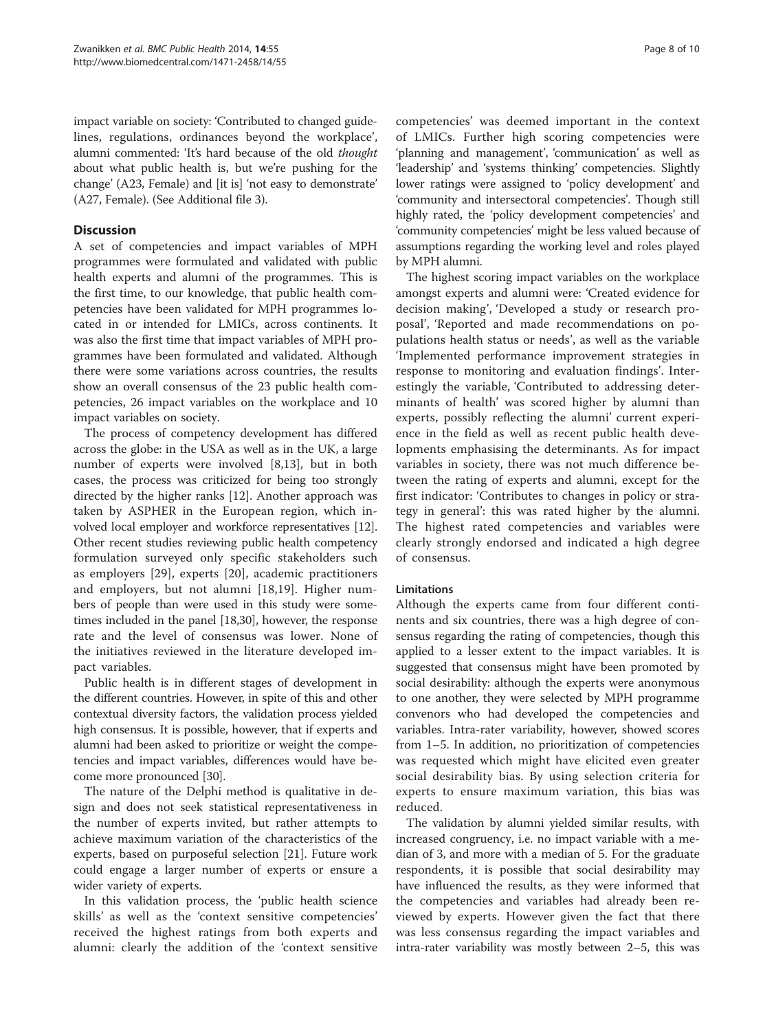impact variable on society: 'Contributed to changed guidelines, regulations, ordinances beyond the workplace', alumni commented: 'It's hard because of the old *thought* about what public health is, but we're pushing for the change' (A23, Female) and [it is] 'not easy to demonstrate' (A27, Female). (See Additional file 3).

## Discussion

A set of competencies and impact variables of MPH programmes were formulated and validated with public health experts and alumni of the programmes. This is the first time, to our knowledge, that public health competencies have been validated for MPH programmes located in or intended for LMICs, across continents. It was also the first time that impact variables of MPH programmes have been formulated and validated. Although there were some variations across countries, the results show an overall consensus of the 23 public health competencies, 26 impact variables on the workplace and 10 impact variables on society.

The process of competency development has differed across the globe: in the USA as well as in the UK, a large number of experts were involved [8,13], but in both cases, the process was criticized for being too strongly directed by the higher ranks [12]. Another approach was taken by ASPHER in the European region, which involved local employer and workforce representatives [12]. Other recent studies reviewing public health competency formulation surveyed only specific stakeholders such as employers [29], experts [20], academic practitioners and employers, but not alumni [18,19]. Higher numbers of people than were used in this study were sometimes included in the panel [18,30], however, the response rate and the level of consensus was lower. None of the initiatives reviewed in the literature developed impact variables.

Public health is in different stages of development in the different countries. However, in spite of this and other contextual diversity factors, the validation process yielded high consensus. It is possible, however, that if experts and alumni had been asked to prioritize or weight the competencies and impact variables, differences would have become more pronounced [30].

The nature of the Delphi method is qualitative in design and does not seek statistical representativeness in the number of experts invited, but rather attempts to achieve maximum variation of the characteristics of the experts, based on purposeful selection [21]. Future work could engage a larger number of experts or ensure a wider variety of experts.

In this validation process, the 'public health science skills' as well as the 'context sensitive competencies' received the highest ratings from both experts and alumni: clearly the addition of the 'context sensitive competencies' was deemed important in the context of LMICs. Further high scoring competencies were 'planning and management', 'communication' as well as 'leadership' and 'systems thinking' competencies. Slightly lower ratings were assigned to 'policy development' and 'community and intersectoral competencies'. Though still highly rated, the 'policy development competencies' and 'community competencies' might be less valued because of assumptions regarding the working level and roles played by MPH alumni.

The highest scoring impact variables on the workplace amongst experts and alumni were: 'Created evidence for decision making', 'Developed a study or research proposal', 'Reported and made recommendations on populations health status or needs', as well as the variable 'Implemented performance improvement strategies in response to monitoring and evaluation findings'. Interestingly the variable, 'Contributed to addressing determinants of health' was scored higher by alumni than experts, possibly reflecting the alumni' current experience in the field as well as recent public health developments emphasising the determinants. As for impact variables in society, there was not much difference between the rating of experts and alumni, except for the first indicator: 'Contributes to changes in policy or strategy in general': this was rated higher by the alumni. The highest rated competencies and variables were clearly strongly endorsed and indicated a high degree of consensus.

### Limitations

Although the experts came from four different continents and six countries, there was a high degree of consensus regarding the rating of competencies, though this applied to a lesser extent to the impact variables. It is suggested that consensus might have been promoted by social desirability: although the experts were anonymous to one another, they were selected by MPH programme convenors who had developed the competencies and variables. Intra-rater variability, however, showed scores from 1–5. In addition, no prioritization of competencies was requested which might have elicited even greater social desirability bias. By using selection criteria for experts to ensure maximum variation, this bias was reduced.

The validation by alumni yielded similar results, with increased congruency, i.e. no impact variable with a median of 3, and more with a median of 5. For the graduate respondents, it is possible that social desirability may have influenced the results, as they were informed that the competencies and variables had already been reviewed by experts. However given the fact that there was less consensus regarding the impact variables and intra-rater variability was mostly between 2–5, this was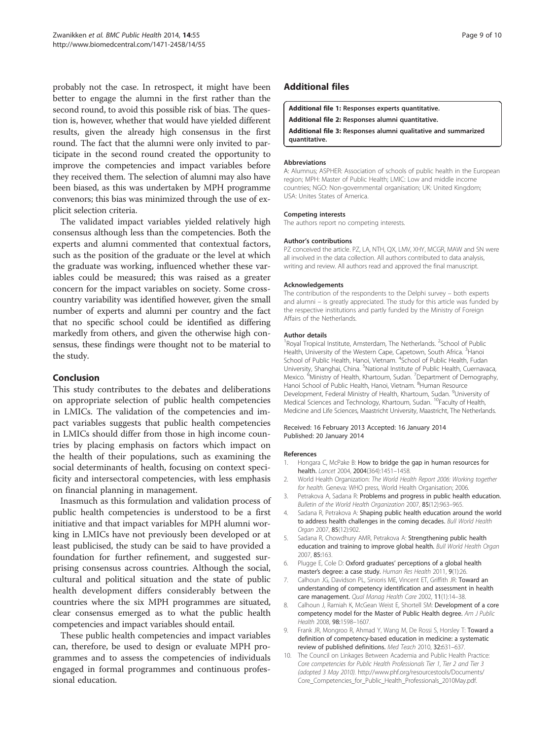probably not the case. In retrospect, it might have been better to engage the alumni in the first rather than the second round, to avoid this possible risk of bias. The question is, however, whether that would have yielded different results, given the already high consensus in the first round. The fact that the alumni were only invited to participate in the second round created the opportunity to improve the competencies and impact variables before they received them. The selection of alumni may also have been biased, as this was undertaken by MPH programme convenors; this bias was minimized through the use of explicit selection criteria.

The validated impact variables yielded relatively high consensus although less than the competencies. Both the experts and alumni commented that contextual factors, such as the position of the graduate or the level at which the graduate was working, influenced whether these variables could be measured; this was raised as a greater concern for the impact variables on society. Some cross-country variability was identified however, given the small number of experts and alumni per country and the fact that no specific school could be identified as differing markedly from others, and given the otherwise high consensus, these findings were thought not to be material to the study.

## Conclusion

This study contributes to the debates and deliberations on appropriate selection of public health competencies in LMICs. The validation of the competencies and impact variables suggests that public health competencies in LMICs should differ from those in high income countries by placing emphasis on factors which impact on the health of their populations, such as examining the social determinants of health, focusing on context specificity and intersectoral competencies, with less emphasis on financial planning in management.

Inasmuch as this formulation and validation process of public health competencies is understood to be a first initiative and that impact variables for MPH alumni working in LMICs have not previously been developed or at least publicised, the study can be said to have provided a foundation for further refinement, and suggested surprising consensus across countries. Although the social, cultural and political situation and the state of public health development differs considerably between the countries where the six MPH programmes are situated, clear consensus emerged as to what the public health competencies and impact variables should entail.

These public health competencies and impact variables can, therefore, be used to design or evaluate MPH programmes and to assess the competencies of individuals engaged in formal programmes and continuous professional education.

## Additional files

**Additional file 1: Responses experts quantitative.**

**Additional file 2: Responses alumni quantitative.**

**Additional file 3: Responses alumni qualitative and summarized quantitative.**

#### Abbreviations

A: Alumnus; ASPHER: Association of schools of public health in the European region; MPH: Master of Public Health; LMIC: Low and middle income countries; NGO: Non-governmental organisation; UK: United Kingdom; USA: Unites States of America.

#### Competing interests

The authors report no competing interests.

#### Author's contributions

PZ conceived the article. PZ, LA, NTH, QX, LMV, XHY, MCGR, MAW and SN were all involved in the data collection. All authors contributed to data analysis, writing and review. All authors read and approved the final manuscript.

#### Acknowledgements

The contribution of the respondents to the Delphi survey – both experts and alumni – is greatly appreciated. The study for this article was funded by the respective institutions and partly funded by the Ministry of Foreign Affairs of the Netherlands.

#### Author details

[1]Royal Tropical Institute, Amsterdam, The Netherlands. [2]School of Public Health, University of the Western Cape, Capetown, South Africa. [3]Hanoi School of Public Health, Hanoi, Vietnam. [4]School of Public Health, Fudan University, Shanghai, China. [5]National Institute of Public Health, Cuernavaca, Mexico. [6]Ministry of Health, Khartoum, Sudan. [7]Department of Demography, Hanoi School of Public Health, Hanoi, Vietnam. [8]Human Resource Development, Federal Ministry of Health, Khartoum, Sudan. [9]University of Medical Sciences and Technology, Khartoum, Sudan. [10]Faculty of Health, Medicine and Life Sciences, Maastricht University, Maastricht, The Netherlands.

Received: 16 February 2013 Accepted: 16 January 2014
Published: 20 January 2014

#### References

1. Hongara C, McPake B: **How to bridge the gap in human resources for health.** *Lancet* 2004, **2004**(364):1451–1458.
2. World Health Organization: *The World Health Report 2006: Working together for health.* Geneva: WHO press, World Health Organisation; 2006.
3. Petrakova A, Sadana R: **Problems and progress in public health education.** *Bulletin of the World Health Organization* 2007, **85**(12):963–965.
4. Sadana R, Petrakova A: **Shaping public health education around the world to address health challenges in the coming decades.** *Bull World Health Organ* 2007, **85**(12):902.
5. Sadana R, Chowdhury AMR, Petrakova A: **Strengthening public health education and training to improve global health.** *Bull World Health Organ* 2007, **85:**163.
6. Plugge E, Cole D: **Oxford graduates' perceptions of a global health master's degree: a case study.** *Human Res Health* 2011, **9**(1):26.
7. Calhoun JG, Davidson PL, Sinioris ME, Vincent ET, Griffith JR: **Toward an understanding of competency identification and assessment in health care management.** *Qual Manag Health Care* 2002, **11**(1):14–38.
8. Calhoun J, Ramiah K, McGean Weist E, Shortell SM: **Development of a core competency model for the Master of Public Health degree.** *Am J Public Health* 2008, **98:**1598–1607.
9. Frank JR, Mongroo R, Ahmad Y, Wang M, De Rossi S, Horsley T: **Toward a definition of competency-based education in medicine: a systematic review of published definitions.** *Med Teach* 2010, **32:**631–637.
10. The Council on Linkages Between Academia and Public Health Practice: *Core competencies for Public Health Professionals Tier 1, Tier 2 and Tier 3 (adopted 3 May 2010).* http://www.phf.org/resourcestools/Documents/Core_Competencies_for_Public_Health_Professionals_2010May.pdf.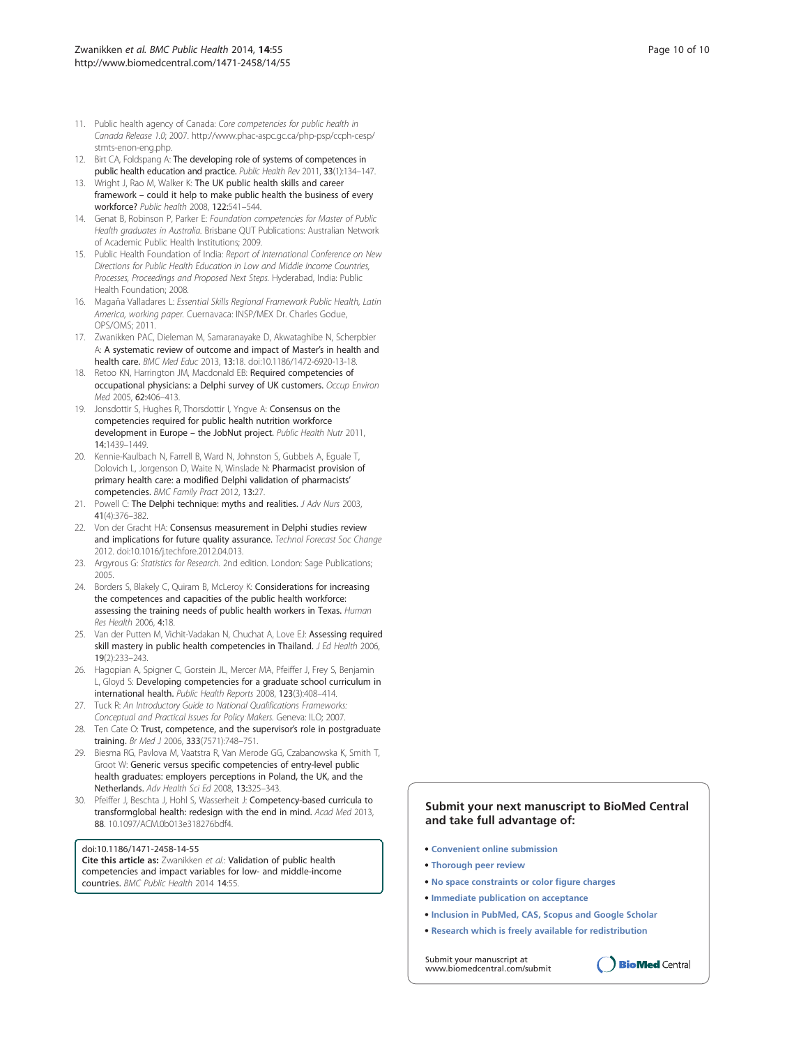11. Public health agency of Canada: *Core competencies for public health in Canada Release 1.0*; 2007. http://www.phac-aspc.gc.ca/php-psp/ccph-cesp/stmts-enon-eng.php.
12. Birt CA, Foldspang A: **The developing role of systems of competences in public health education and practice.** *Public Health Rev* 2011, **33**(1):134–147.
13. Wright J, Rao M, Walker K: **The UK public health skills and career framework – could it help to make public health the business of every workforce?** *Public health* 2008, **122:**541–544.
14. Genat B, Robinson P, Parker E: *Foundation competencies for Master of Public Health graduates in Australia.* Brisbane QUT Publications: Australian Network of Academic Public Health Institutions; 2009.
15. Public Health Foundation of India: *Report of International Conference on New Directions for Public Health Education in Low and Middle Income Countries, Processes, Proceedings and Proposed Next Steps.* Hyderabad, India: Public Health Foundation; 2008.
16. Magaña Valladares L: *Essential Skills Regional Framework Public Health, Latin America, working paper.* Cuernavaca: INSP/MEX Dr. Charles Godue, OPS/OMS; 2011.
17. Zwanikken PAC, Dieleman M, Samaranayake D, Akwataghibe N, Scherpbier A: **A systematic review of outcome and impact of Master's in health and health care.** *BMC Med Educ* 2013, **13:**18. doi:10.1186/1472-6920-13-18.
18. Retoo KN, Harrington JM, Macdonald EB: **Required competencies of occupational physicians: a Delphi survey of UK customers.** *Occup Environ Med* 2005, **62:**406–413.
19. Jonsdottir S, Hughes R, Thorsdottir I, Yngve A: **Consensus on the competencies required for public health nutrition workforce development in Europe – the JobNut project.** *Public Health Nutr* 2011, **14:**1439–1449.
20. Kennie-Kaulbach N, Farrell B, Ward N, Johnston S, Gubbels A, Eguale T, Dolovich L, Jorgenson D, Waite N, Winslade N: **Pharmacist provision of primary health care: a modified Delphi validation of pharmacists' competencies.** *BMC Family Pract* 2012, **13:**27.
21. Powell C: **The Delphi technique: myths and realities.** *J Adv Nurs* 2003, **41**(4):376–382.
22. Von der Gracht HA: **Consensus measurement in Delphi studies review and implications for future quality assurance.** *Technol Forecast Soc Change* 2012. doi:10.1016/j.techfore.2012.04.013.
23. Argyrous G: *Statistics for Research.* 2nd edition. London: Sage Publications; 2005.
24. Borders S, Blakely C, Quiram B, McLeroy K: **Considerations for increasing the competences and capacities of the public health workforce: assessing the training needs of public health workers in Texas.** *Human Res Health* 2006, **4:**18.
25. Van der Putten M, Vichit-Vadakan N, Chuchat A, Love EJ: **Assessing required skill mastery in public health competencies in Thailand.** *J Ed Health* 2006, **19**(2):233–243.
26. Hagopian A, Spigner C, Gorstein JL, Mercer MA, Pfeiffer J, Frey S, Benjamin L, Gloyd S: **Developing competencies for a graduate school curriculum in international health.** *Public Health Reports* 2008, **123**(3):408–414.
27. Tuck R: *An Introductory Guide to National Qualifications Frameworks: Conceptual and Practical Issues for Policy Makers.* Geneva: ILO; 2007.
28. Ten Cate O: **Trust, competence, and the supervisor's role in postgraduate training.** *Br Med J* 2006, **333**(7571):748–751.
29. Biesma RG, Pavlova M, Vaatstra R, Van Merode GG, Czabanowska K, Smith T, Groot W: **Generic versus specific competencies of entry-level public health graduates: employers perceptions in Poland, the UK, and the Netherlands.** *Adv Health Sci Ed* 2008, **13:**325–343.
30. Pfeiffer J, Beschta J, Hohl S, Wasserheit J: **Competency-based curricula to transformglobal health: redesign with the end in mind.** *Acad Med* 2013, **88**. 10.1097/ACM.0b013e318276bdf4.

doi:10.1186/1471-2458-14-55
**Cite this article as:** Zwanikken *et al.*: **Validation of public health competencies and impact variables for low- and middle-income countries.** *BMC Public Health* 2014 **14:**55.

**Submit your next manuscript to BioMed Central and take full advantage of:**

- **Convenient online submission**
- **Thorough peer review**
- **No space constraints or color figure charges**
- **Immediate publication on acceptance**
- **Inclusion in PubMed, CAS, Scopus and Google Scholar**
- **Research which is freely available for redistribution**

Submit your manuscript at
www.biomedcentral.com/submit

BioMed Central